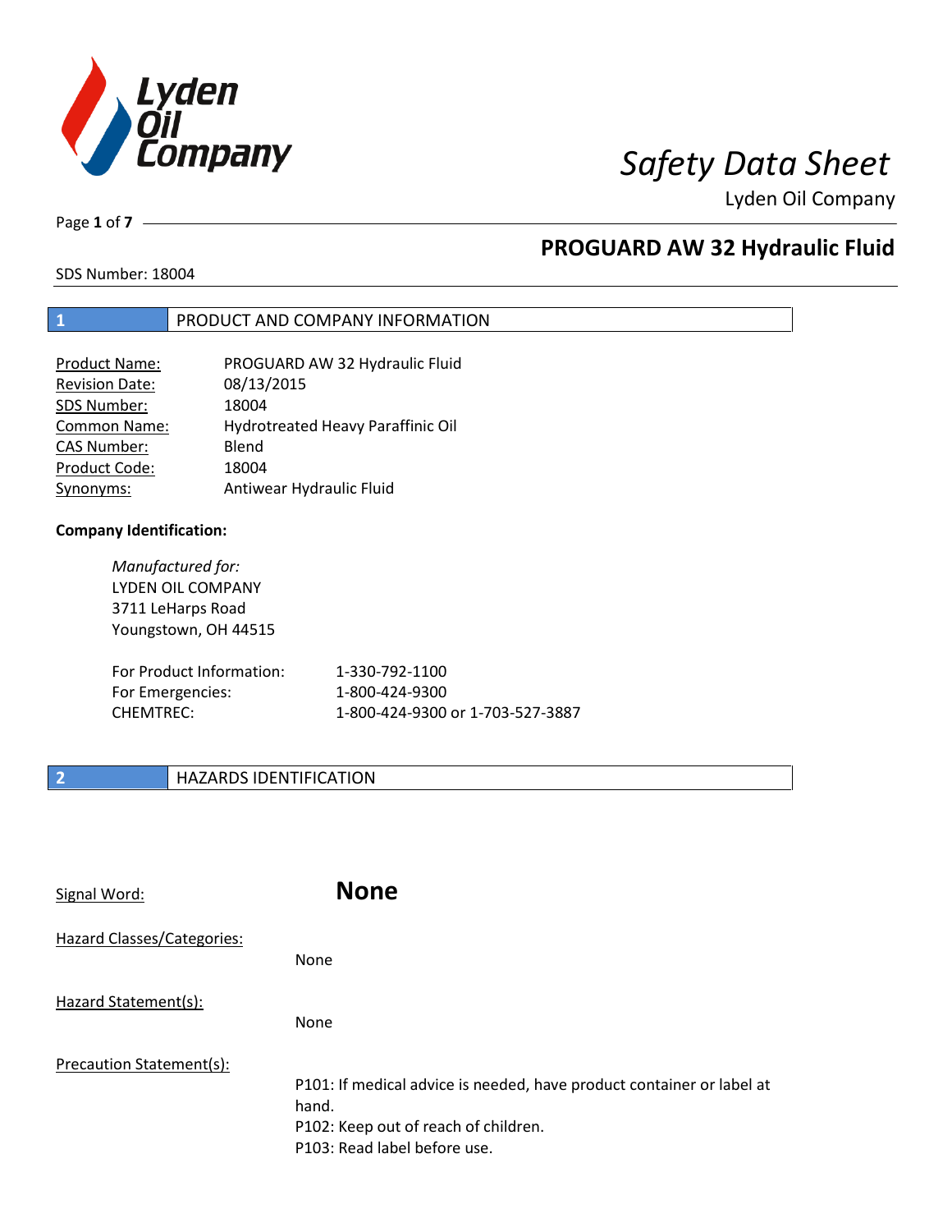# Safety Data Sheet

Lyden Oil Company

## PROGUARD AW 32 Hydraulic Fluid

SDS Number: 18004

## 1 PRODUCT AND COMPANY INFORMATION

| | |
|---|---|
| Product Name: | PROGUARD AW 32 Hydraulic Fluid |
| Revision Date: | 08/13/2015 |
| SDS Number: | 18004 |
| Common Name: | Hydrotreated Heavy Paraffinic Oil |
| CAS Number: | Blend |
| Product Code: | 18004 |
| Synonyms: | Antiwear Hydraulic Fluid |

**Company Identification:**

*Manufactured for:*
LYDEN OIL COMPANY
3711 LeHarps Road
Youngstown, OH 44515

| | |
|---|---|
| For Product Information: | 1-330-792-1100 |
| For Emergencies: | 1-800-424-9300 |
| CHEMTREC: | 1-800-424-9300 or 1-703-527-3887 |

## 2 HAZARDS IDENTIFICATION

Signal Word: **None**

Hazard Classes/Categories:

None

Hazard Statement(s):

None

Precaution Statement(s):

P101: If medical advice is needed, have product container or label at hand.
P102: Keep out of reach of children.
P103: Read label before use.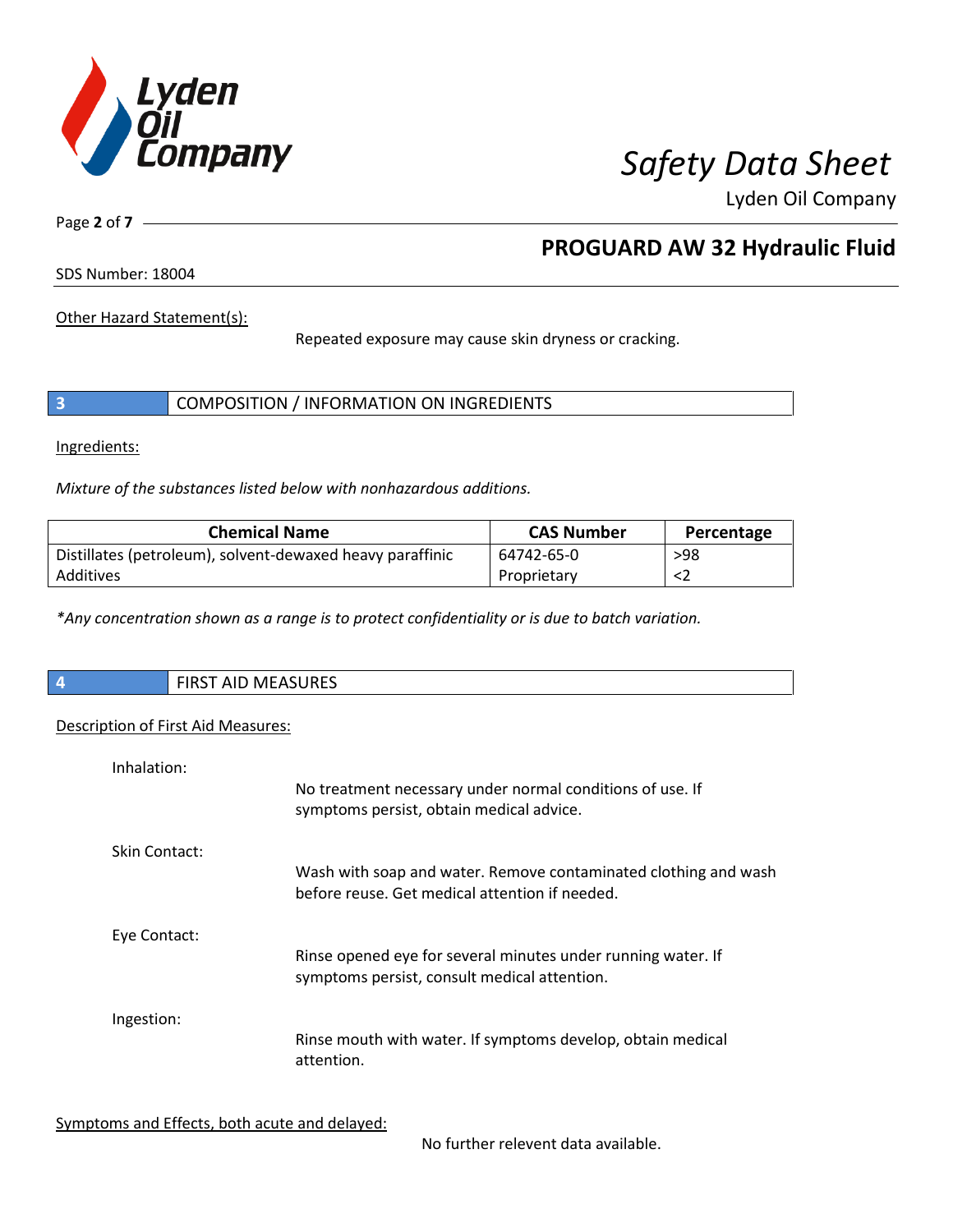Other Hazard Statement(s):

Repeated exposure may cause skin dryness or cracking.

## 3 COMPOSITION / INFORMATION ON INGREDIENTS

Ingredients:

*Mixture of the substances listed below with nonhazardous additions.*

| Chemical Name | CAS Number | Percentage |
| --- | --- | --- |
| Distillates (petroleum), solvent-dewaxed heavy paraffinic | 64742-65-0 | >98 |
| Additives | Proprietary | <2 |

*\*Any concentration shown as a range is to protect confidentiality or is due to batch variation.*

## 4 FIRST AID MEASURES

Description of First Aid Measures:

Inhalation:

No treatment necessary under normal conditions of use. If symptoms persist, obtain medical advice.

Skin Contact:

Wash with soap and water. Remove contaminated clothing and wash before reuse. Get medical attention if needed.

Eye Contact:

Rinse opened eye for several minutes under running water. If symptoms persist, consult medical attention.

Ingestion:

Rinse mouth with water. If symptoms develop, obtain medical attention.

Symptoms and Effects, both acute and delayed:

No further relevent data available.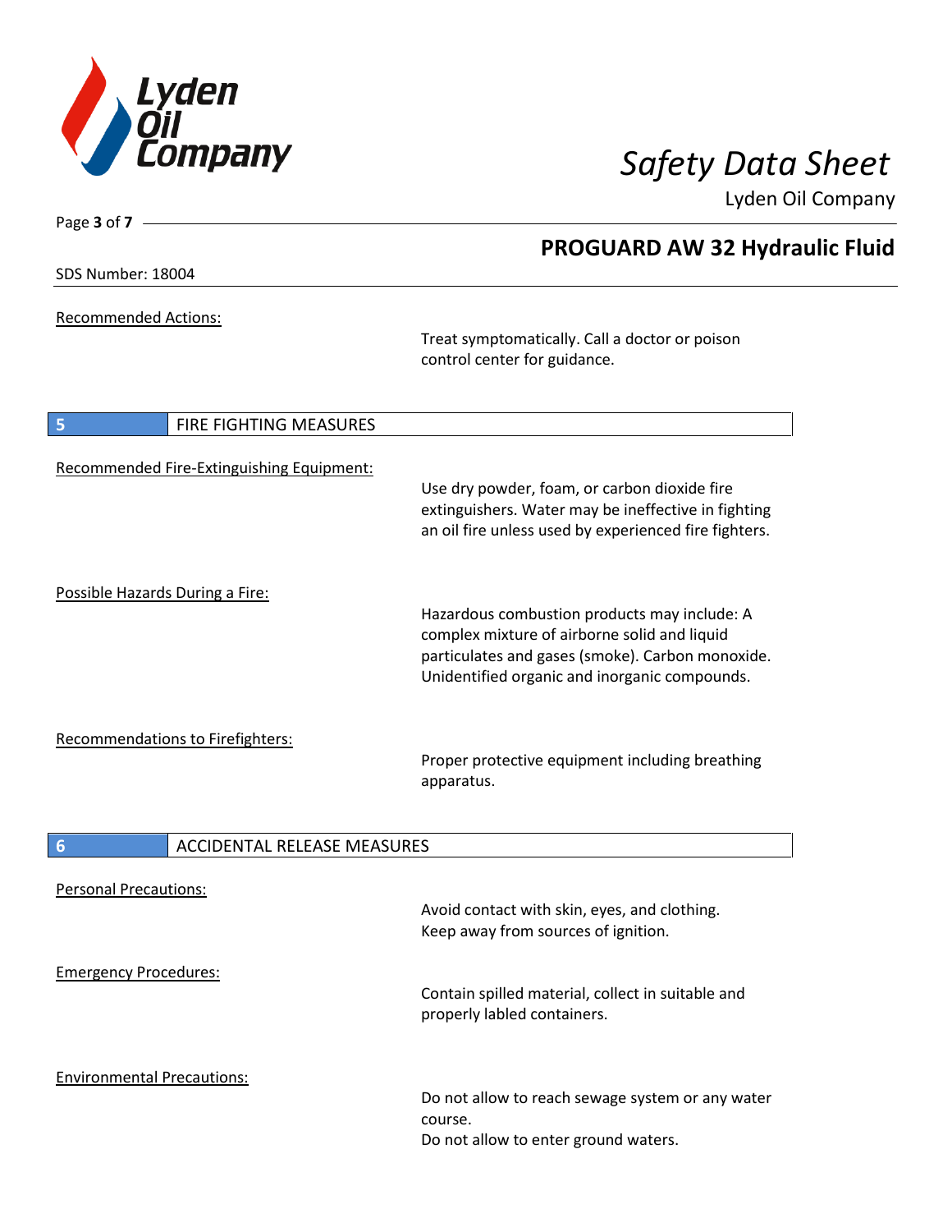Recommended Actions:

Treat symptomatically. Call a doctor or poison control center for guidance.

## 5 FIRE FIGHTING MEASURES

Recommended Fire-Extinguishing Equipment:

Use dry powder, foam, or carbon dioxide fire extinguishers. Water may be ineffective in fighting an oil fire unless used by experienced fire fighters.

Possible Hazards During a Fire:

Hazardous combustion products may include: A complex mixture of airborne solid and liquid particulates and gases (smoke). Carbon monoxide. Unidentified organic and inorganic compounds.

Recommendations to Firefighters:

Proper protective equipment including breathing apparatus.

## 6 ACCIDENTAL RELEASE MEASURES

Personal Precautions:

Avoid contact with skin, eyes, and clothing.
Keep away from sources of ignition.

Emergency Procedures:

Contain spilled material, collect in suitable and properly labled containers.

Environmental Precautions:

Do not allow to reach sewage system or any water course.
Do not allow to enter ground waters.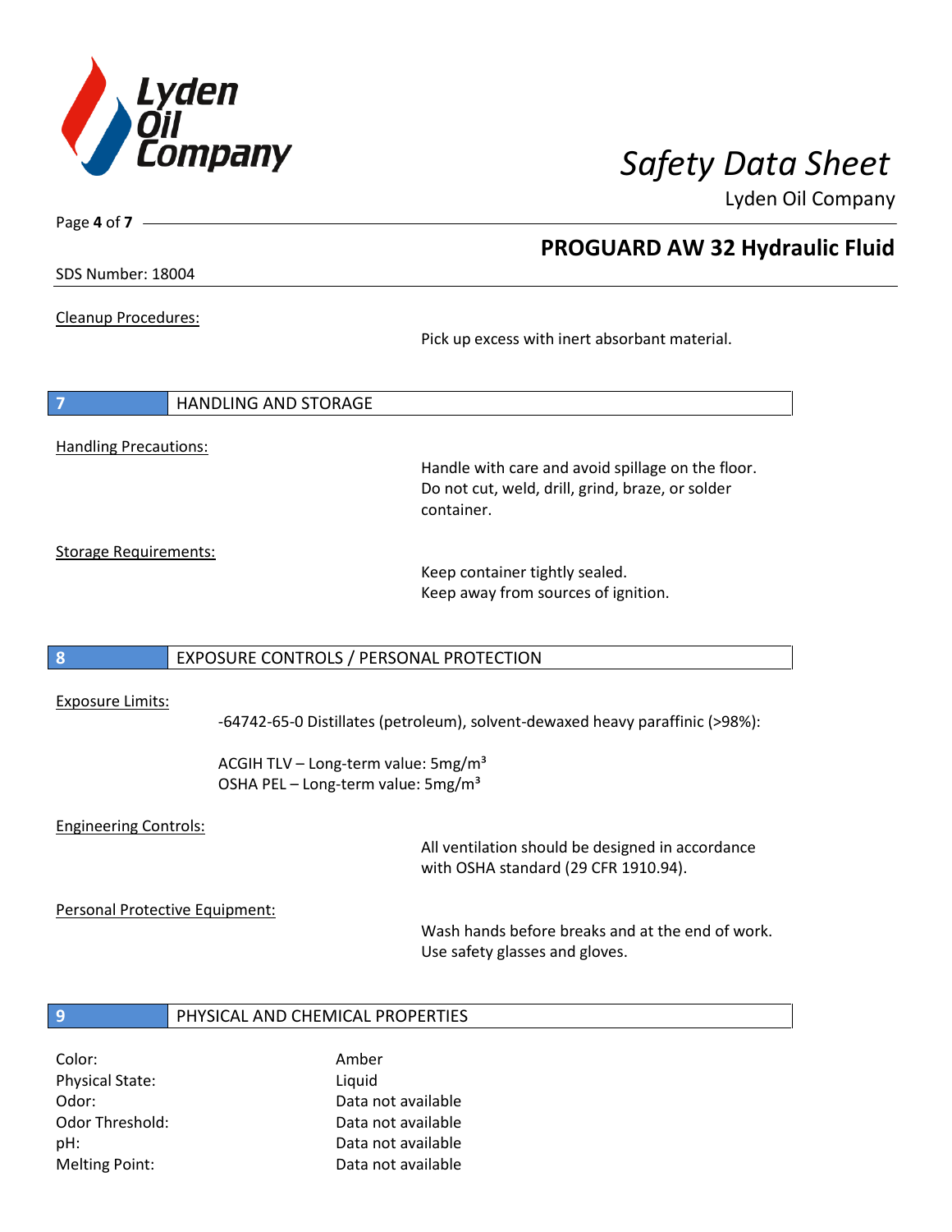Cleanup Procedures:

Pick up excess with inert absorbant material.

## 7 HANDLING AND STORAGE

Handling Precautions:

Handle with care and avoid spillage on the floor.
Do not cut, weld, drill, grind, braze, or solder container.

Storage Requirements:

Keep container tightly sealed.
Keep away from sources of ignition.

## 8 EXPOSURE CONTROLS / PERSONAL PROTECTION

Exposure Limits:

-64742-65-0 Distillates (petroleum), solvent-dewaxed heavy paraffinic (>98%):

ACGIH TLV – Long-term value: 5mg/m³
OSHA PEL – Long-term value: 5mg/m³

Engineering Controls:

All ventilation should be designed in accordance with OSHA standard (29 CFR 1910.94).

Personal Protective Equipment:

Wash hands before breaks and at the end of work.
Use safety glasses and gloves.

## 9 PHYSICAL AND CHEMICAL PROPERTIES

| | |
|---|---|
| Color: | Amber |
| Physical State: | Liquid |
| Odor: | Data not available |
| Odor Threshold: | Data not available |
| pH: | Data not available |
| Melting Point: | Data not available |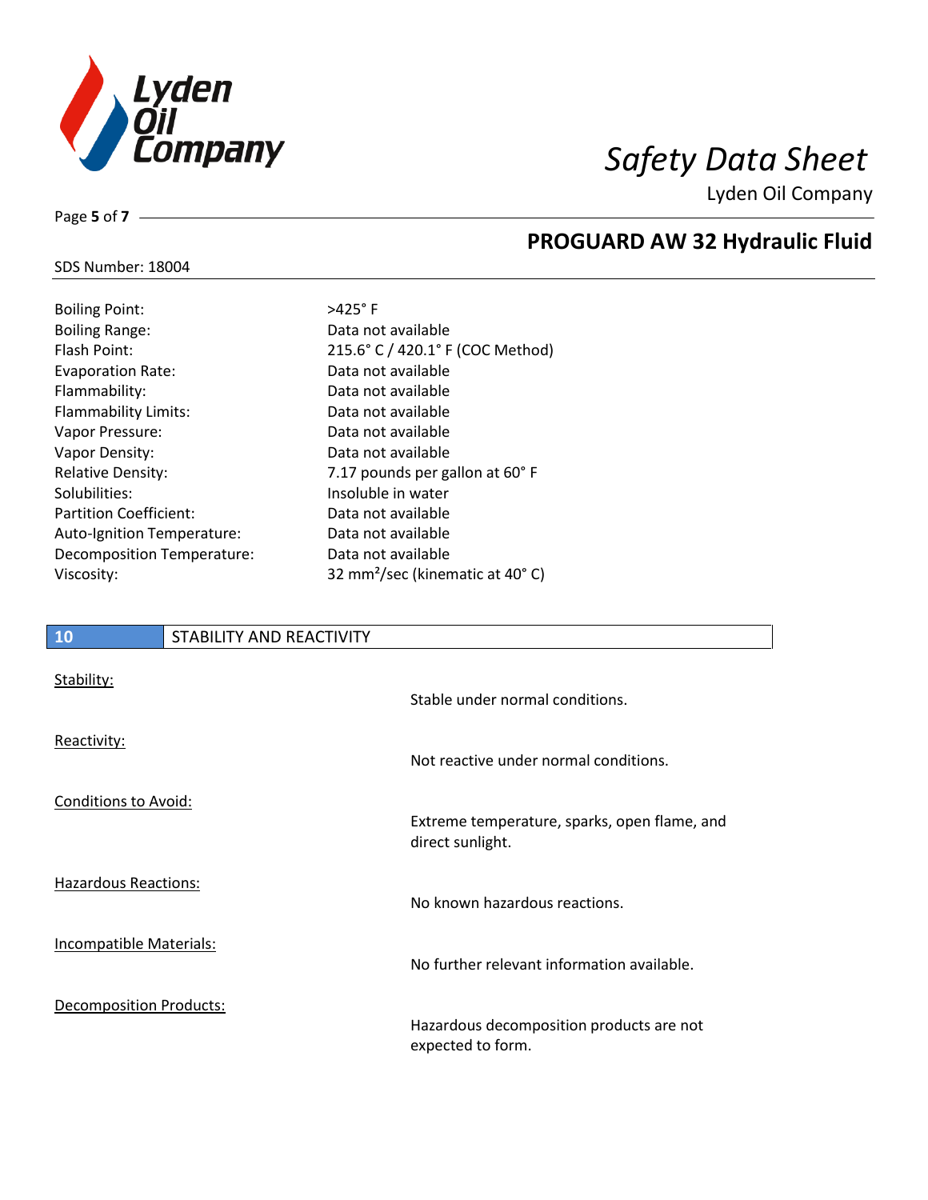| | |
|---|---|
| Boiling Point: | >425° F |
| Boiling Range: | Data not available |
| Flash Point: | 215.6° C / 420.1° F (COC Method) |
| Evaporation Rate: | Data not available |
| Flammability: | Data not available |
| Flammability Limits: | Data not available |
| Vapor Pressure: | Data not available |
| Vapor Density: | Data not available |
| Relative Density: | 7.17 pounds per gallon at 60° F |
| Solubilities: | Insoluble in water |
| Partition Coefficient: | Data not available |
| Auto-Ignition Temperature: | Data not available |
| Decomposition Temperature: | Data not available |
| Viscosity: | 32 mm²/sec (kinematic at 40° C) |

## 10 STABILITY AND REACTIVITY

Stability:

Stable under normal conditions.

Reactivity:

Not reactive under normal conditions.

Conditions to Avoid:

Extreme temperature, sparks, open flame, and direct sunlight.

Hazardous Reactions:

No known hazardous reactions.

Incompatible Materials:

No further relevant information available.

Decomposition Products:

Hazardous decomposition products are not expected to form.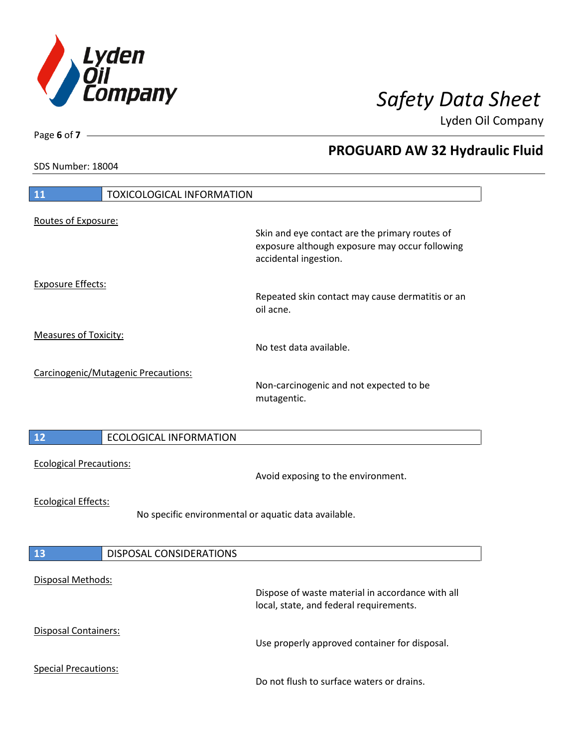## 11 TOXICOLOGICAL INFORMATION

Routes of Exposure:

Skin and eye contact are the primary routes of exposure although exposure may occur following accidental ingestion.

Exposure Effects:

Repeated skin contact may cause dermatitis or an oil acne.

Measures of Toxicity:

No test data available.

Carcinogenic/Mutagenic Precautions:

Non-carcinogenic and not expected to be mutagentic.

## 12 ECOLOGICAL INFORMATION

Ecological Precautions:

Avoid exposing to the environment.

Ecological Effects:

No specific environmental or aquatic data available.

## 13 DISPOSAL CONSIDERATIONS

Disposal Methods:

Dispose of waste material in accordance with all local, state, and federal requirements.

Disposal Containers:

Use properly approved container for disposal.

Special Precautions:

Do not flush to surface waters or drains.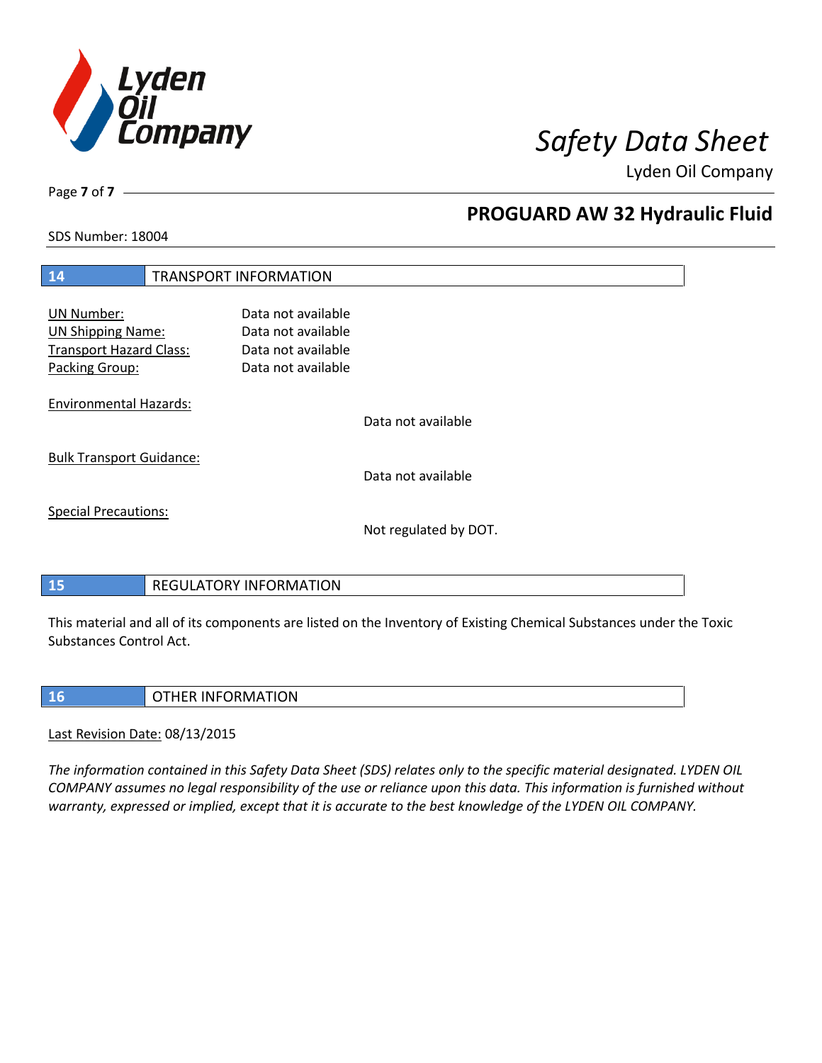## 14 TRANSPORT INFORMATION

| | |
|---|---|
| UN Number: | Data not available |
| UN Shipping Name: | Data not available |
| Transport Hazard Class: | Data not available |
| Packing Group: | Data not available |

Environmental Hazards:

Data not available

Bulk Transport Guidance:

Data not available

Special Precautions:

Not regulated by DOT.

## 15 REGULATORY INFORMATION

This material and all of its components are listed on the Inventory of Existing Chemical Substances under the Toxic Substances Control Act.

## 16 OTHER INFORMATION

Last Revision Date: 08/13/2015

*The information contained in this Safety Data Sheet (SDS) relates only to the specific material designated. LYDEN OIL COMPANY assumes no legal responsibility of the use or reliance upon this data. This information is furnished without warranty, expressed or implied, except that it is accurate to the best knowledge of the LYDEN OIL COMPANY.*